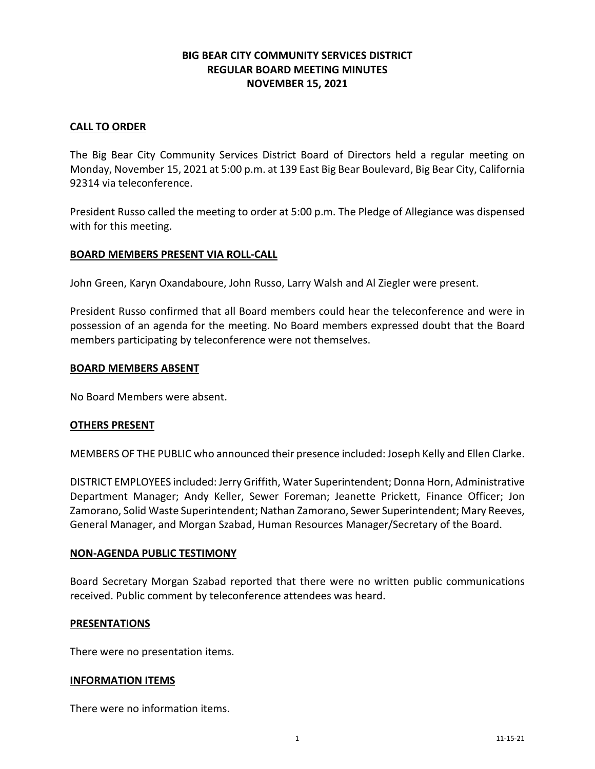# BIG BEAR CITY COMMUNITY SERVICES DISTRICT
# REGULAR BOARD MEETING MINUTES
# NOVEMBER 15, 2021

## CALL TO ORDER

The Big Bear City Community Services District Board of Directors held a regular meeting on Monday, November 15, 2021 at 5:00 p.m. at 139 East Big Bear Boulevard, Big Bear City, California 92314 via teleconference.

President Russo called the meeting to order at 5:00 p.m. The Pledge of Allegiance was dispensed with for this meeting.

## BOARD MEMBERS PRESENT VIA ROLL-CALL

John Green, Karyn Oxandaboure, John Russo, Larry Walsh and Al Ziegler were present.

President Russo confirmed that all Board members could hear the teleconference and were in possession of an agenda for the meeting. No Board members expressed doubt that the Board members participating by teleconference were not themselves.

## BOARD MEMBERS ABSENT

No Board Members were absent.

## OTHERS PRESENT

MEMBERS OF THE PUBLIC who announced their presence included: Joseph Kelly and Ellen Clarke.

DISTRICT EMPLOYEES included: Jerry Griffith, Water Superintendent; Donna Horn, Administrative Department Manager; Andy Keller, Sewer Foreman; Jeanette Prickett, Finance Officer; Jon Zamorano, Solid Waste Superintendent; Nathan Zamorano, Sewer Superintendent; Mary Reeves, General Manager, and Morgan Szabad, Human Resources Manager/Secretary of the Board.

## NON-AGENDA PUBLIC TESTIMONY

Board Secretary Morgan Szabad reported that there were no written public communications received. Public comment by teleconference attendees was heard.

## PRESENTATIONS

There were no presentation items.

## INFORMATION ITEMS

There were no information items.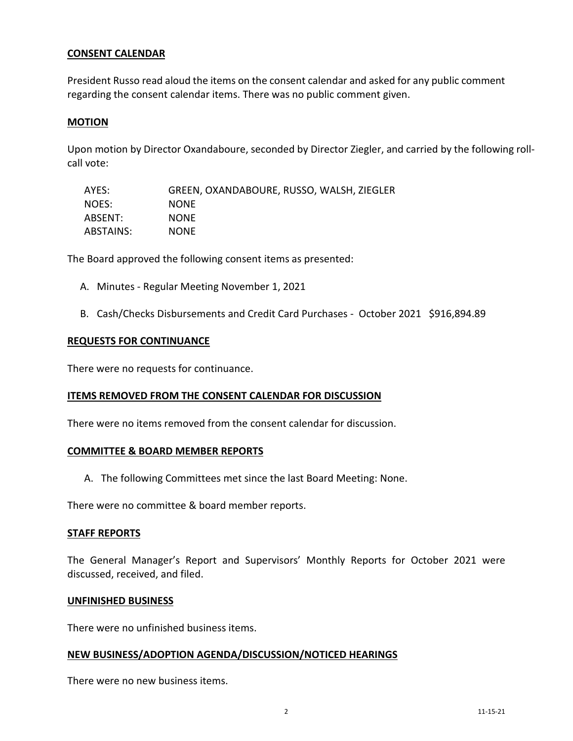## CONSENT CALENDAR

President Russo read aloud the items on the consent calendar and asked for any public comment regarding the consent calendar items. There was no public comment given.

## MOTION

Upon motion by Director Oxandaboure, seconded by Director Ziegler, and carried by the following roll-call vote:

| | |
|---|---|
| AYES: | GREEN, OXANDABOURE, RUSSO, WALSH, ZIEGLER |
| NOES: | NONE |
| ABSENT: | NONE |
| ABSTAINS: | NONE |

The Board approved the following consent items as presented:

A. Minutes - Regular Meeting November 1, 2021

B. Cash/Checks Disbursements and Credit Card Purchases - October 2021 $916,894.89

## REQUESTS FOR CONTINUANCE

There were no requests for continuance.

## ITEMS REMOVED FROM THE CONSENT CALENDAR FOR DISCUSSION

There were no items removed from the consent calendar for discussion.

## COMMITTEE & BOARD MEMBER REPORTS

A. The following Committees met since the last Board Meeting: None.

There were no committee & board member reports.

## STAFF REPORTS

The General Manager's Report and Supervisors' Monthly Reports for October 2021 were discussed, received, and filed.

## UNFINISHED BUSINESS

There were no unfinished business items.

## NEW BUSINESS/ADOPTION AGENDA/DISCUSSION/NOTICED HEARINGS

There were no new business items.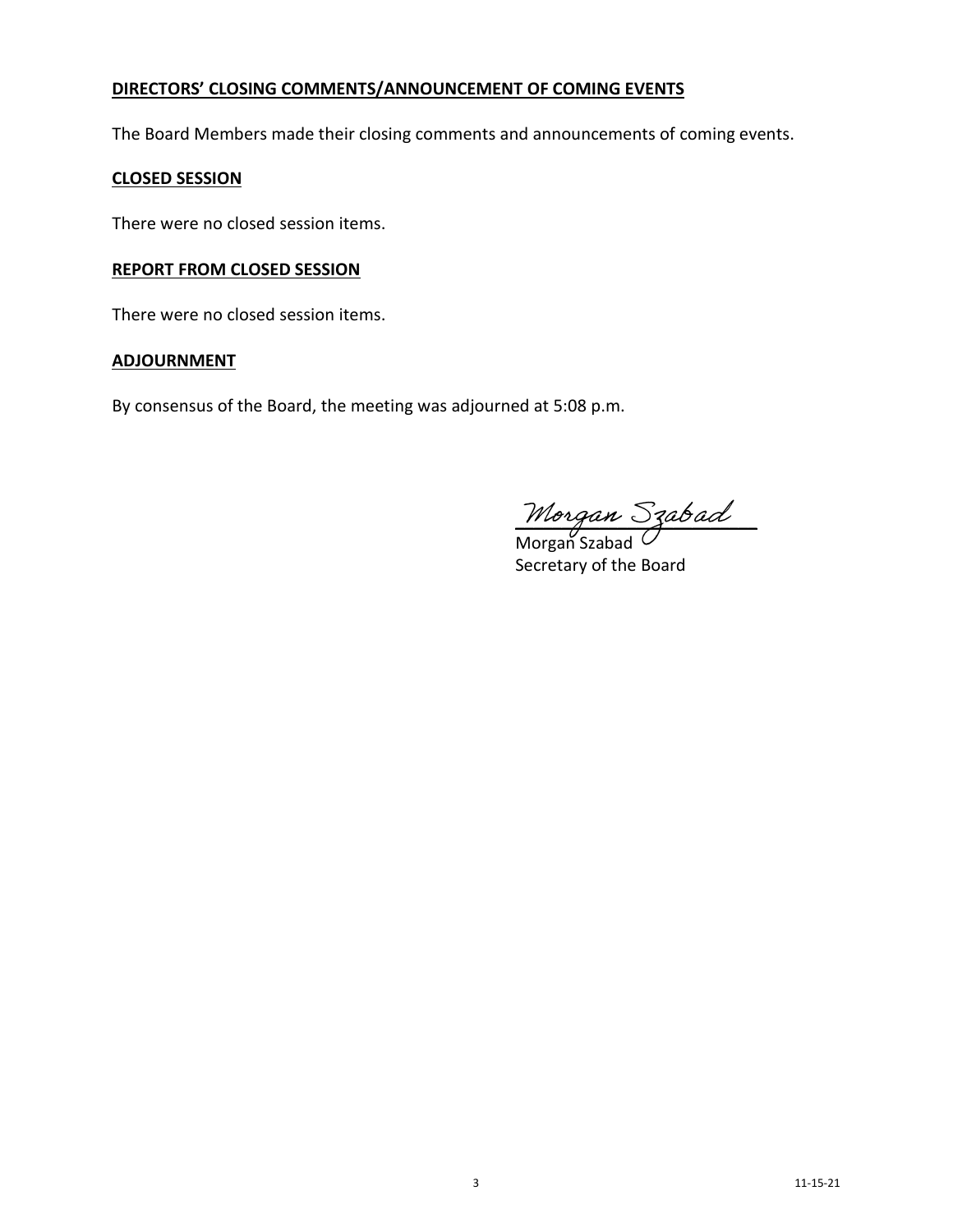**DIRECTORS' CLOSING COMMENTS/ANNOUNCEMENT OF COMING EVENTS**

The Board Members made their closing comments and announcements of coming events.

**CLOSED SESSION**

There were no closed session items.

**REPORT FROM CLOSED SESSION**

There were no closed session items.

**ADJOURNMENT**

By consensus of the Board, the meeting was adjourned at 5:08 p.m.

Morgan Szabad

Morgan Szabad
Secretary of the Board